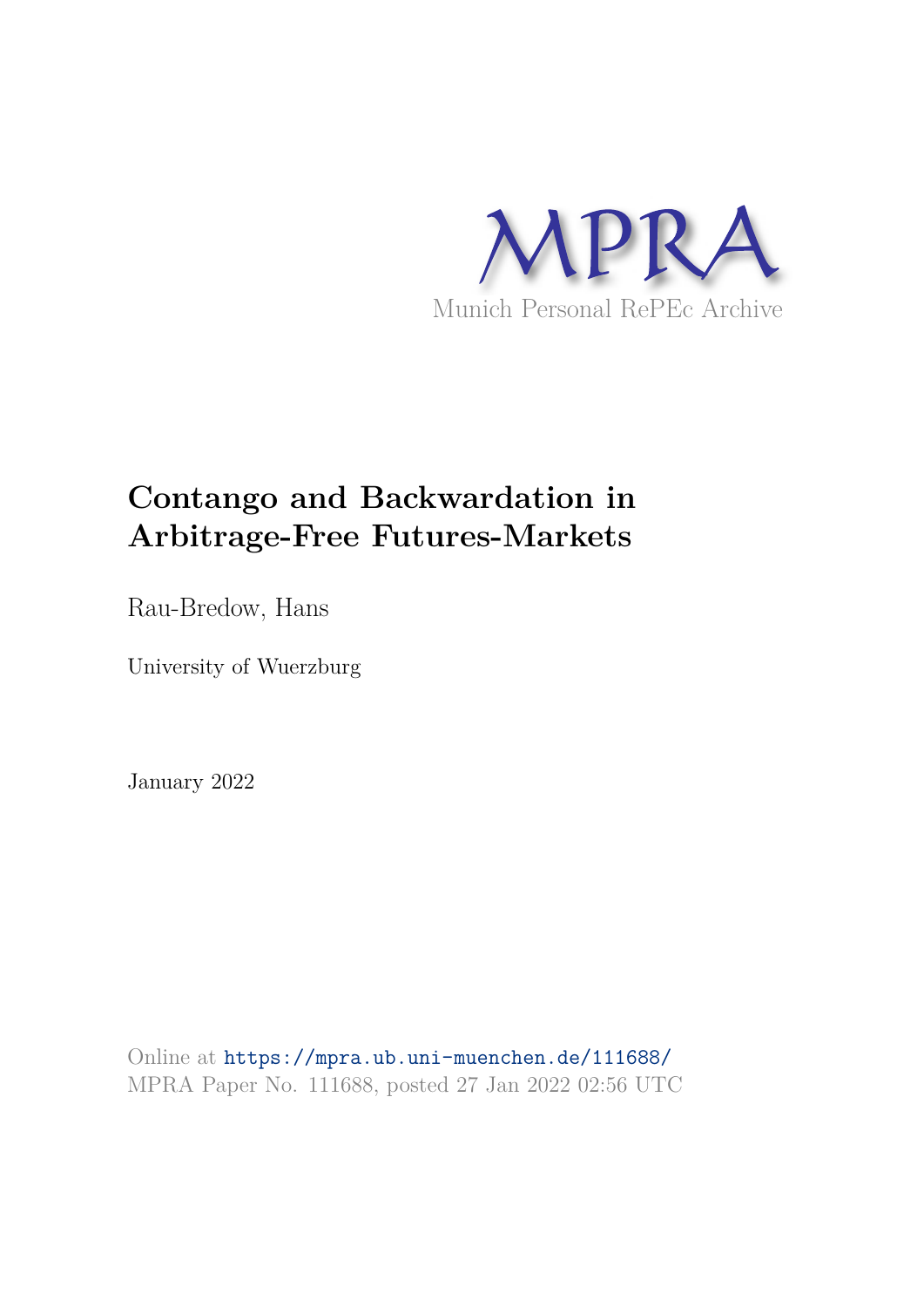MPRA

Munich Personal RePEc Archive

# Contango and Backwardation in Arbitrage-Free Futures-Markets

Rau-Bredow, Hans

University of Wuerzburg

January 2022

Online at https://mpra.ub.uni-muenchen.de/111688/
MPRA Paper No. 111688, posted 27 Jan 2022 02:56 UTC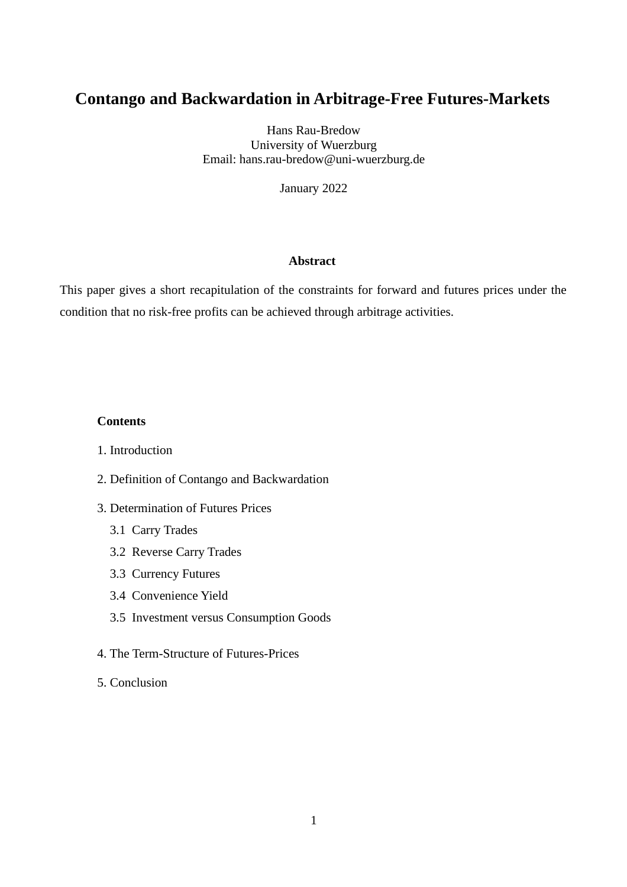# Contango and Backwardation in Arbitrage-Free Futures-Markets

Hans Rau-Bredow
University of Wuerzburg
Email: hans.rau-bredow@uni-wuerzburg.de

January 2022

### Abstract

This paper gives a short recapitulation of the constraints for forward and futures prices under the condition that no risk-free profits can be achieved through arbitrage activities.

**Contents**

1. Introduction

2. Definition of Contango and Backwardation

3. Determination of Futures Prices
   - 3.1 Carry Trades
   - 3.2 Reverse Carry Trades
   - 3.3 Currency Futures
   - 3.4 Convenience Yield
   - 3.5 Investment versus Consumption Goods

4. The Term-Structure of Futures-Prices

5. Conclusion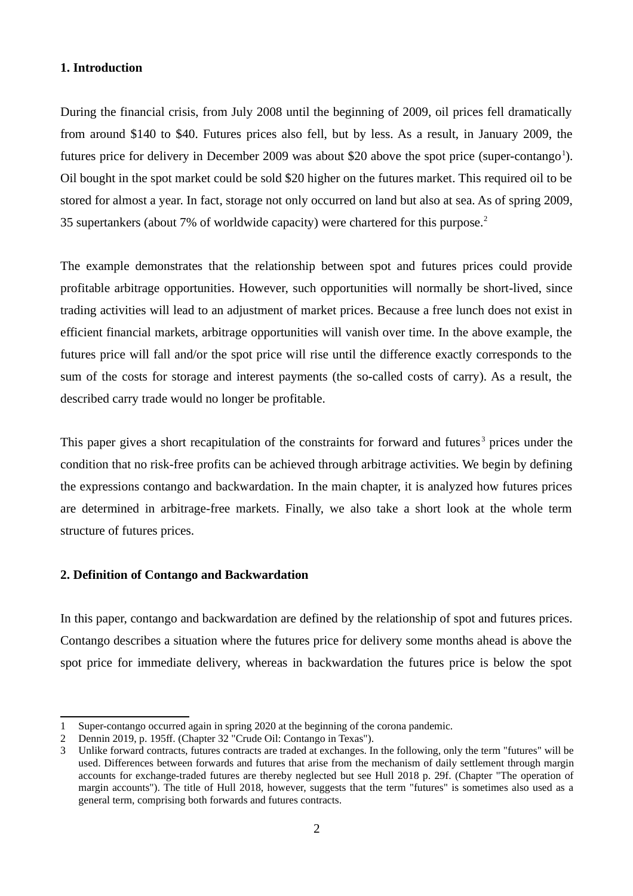## 1. Introduction

During the financial crisis, from July 2008 until the beginning of 2009, oil prices fell dramatically from around $140 to $40. Futures prices also fell, but by less. As a result, in January 2009, the futures price for delivery in December 2009 was about $20 above the spot price (super-contango[1]). Oil bought in the spot market could be sold $20 higher on the futures market. This required oil to be stored for almost a year. In fact, storage not only occurred on land but also at sea. As of spring 2009, 35 supertankers (about 7% of worldwide capacity) were chartered for this purpose.[2]

The example demonstrates that the relationship between spot and futures prices could provide profitable arbitrage opportunities. However, such opportunities will normally be short-lived, since trading activities will lead to an adjustment of market prices. Because a free lunch does not exist in efficient financial markets, arbitrage opportunities will vanish over time. In the above example, the futures price will fall and/or the spot price will rise until the difference exactly corresponds to the sum of the costs for storage and interest payments (the so-called costs of carry). As a result, the described carry trade would no longer be profitable.

This paper gives a short recapitulation of the constraints for forward and futures[3] prices under the condition that no risk-free profits can be achieved through arbitrage activities. We begin by defining the expressions contango and backwardation. In the main chapter, it is analyzed how futures prices are determined in arbitrage-free markets. Finally, we also take a short look at the whole term structure of futures prices.

## 2. Definition of Contango and Backwardation

In this paper, contango and backwardation are defined by the relationship of spot and futures prices. Contango describes a situation where the futures price for delivery some months ahead is above the spot price for immediate delivery, whereas in backwardation the futures price is below the spot

---

1 Super-contango occurred again in spring 2020 at the beginning of the corona pandemic.

2 Dennin 2019, p. 195ff. (Chapter 32 "Crude Oil: Contango in Texas").

3 Unlike forward contracts, futures contracts are traded at exchanges. In the following, only the term "futures" will be used. Differences between forwards and futures that arise from the mechanism of daily settlement through margin accounts for exchange-traded futures are thereby neglected but see Hull 2018 p. 29f. (Chapter "The operation of margin accounts"). The title of Hull 2018, however, suggests that the term "futures" is sometimes also used as a general term, comprising both forwards and futures contracts.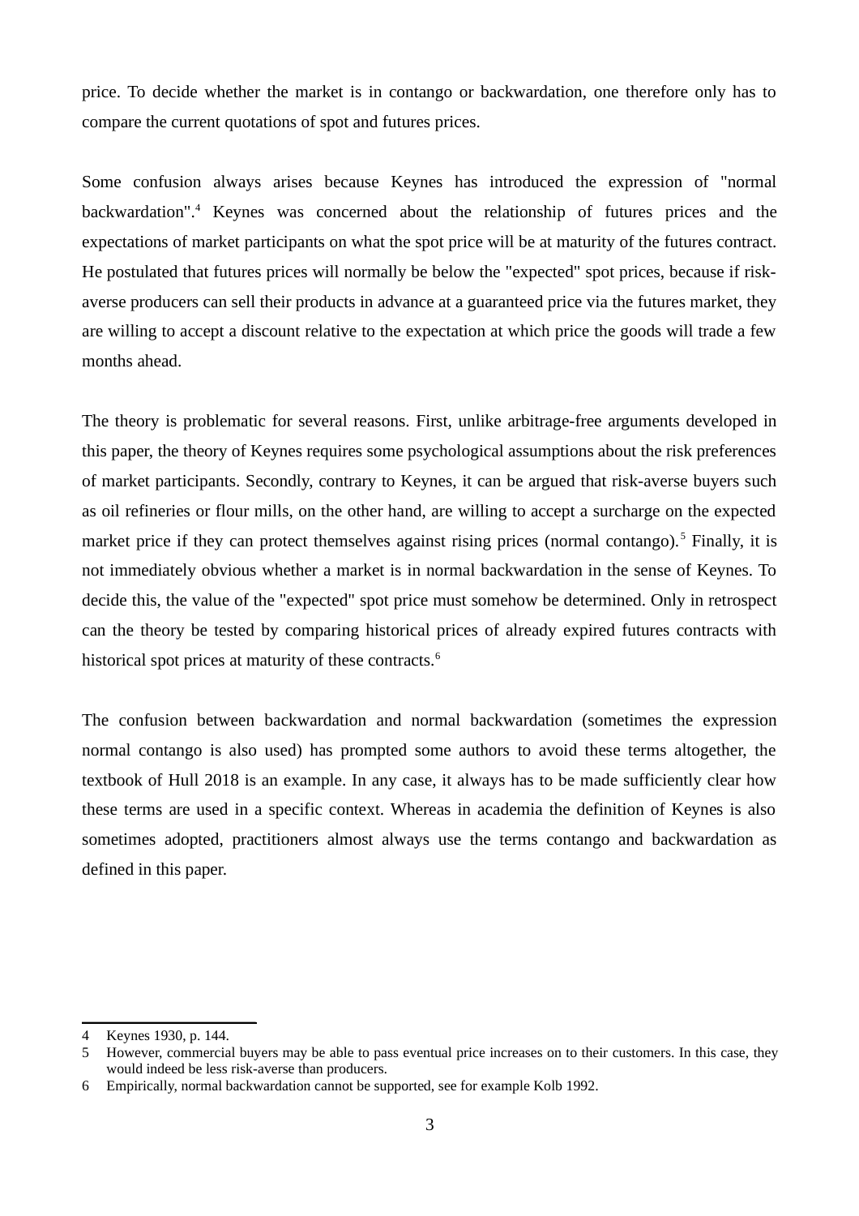price. To decide whether the market is in contango or backwardation, one therefore only has to compare the current quotations of spot and futures prices.

Some confusion always arises because Keynes has introduced the expression of "normal backwardation".[4] Keynes was concerned about the relationship of futures prices and the expectations of market participants on what the spot price will be at maturity of the futures contract. He postulated that futures prices will normally be below the "expected" spot prices, because if risk-averse producers can sell their products in advance at a guaranteed price via the futures market, they are willing to accept a discount relative to the expectation at which price the goods will trade a few months ahead.

The theory is problematic for several reasons. First, unlike arbitrage-free arguments developed in this paper, the theory of Keynes requires some psychological assumptions about the risk preferences of market participants. Secondly, contrary to Keynes, it can be argued that risk-averse buyers such as oil refineries or flour mills, on the other hand, are willing to accept a surcharge on the expected market price if they can protect themselves against rising prices (normal contango).[5] Finally, it is not immediately obvious whether a market is in normal backwardation in the sense of Keynes. To decide this, the value of the "expected" spot price must somehow be determined. Only in retrospect can the theory be tested by comparing historical prices of already expired futures contracts with historical spot prices at maturity of these contracts.[6]

The confusion between backwardation and normal backwardation (sometimes the expression normal contango is also used) has prompted some authors to avoid these terms altogether, the textbook of Hull 2018 is an example. In any case, it always has to be made sufficiently clear how these terms are used in a specific context. Whereas in academia the definition of Keynes is also sometimes adopted, practitioners almost always use the terms contango and backwardation as defined in this paper.

---

4 Keynes 1930, p. 144.

5 However, commercial buyers may be able to pass eventual price increases on to their customers. In this case, they would indeed be less risk-averse than producers.

6 Empirically, normal backwardation cannot be supported, see for example Kolb 1992.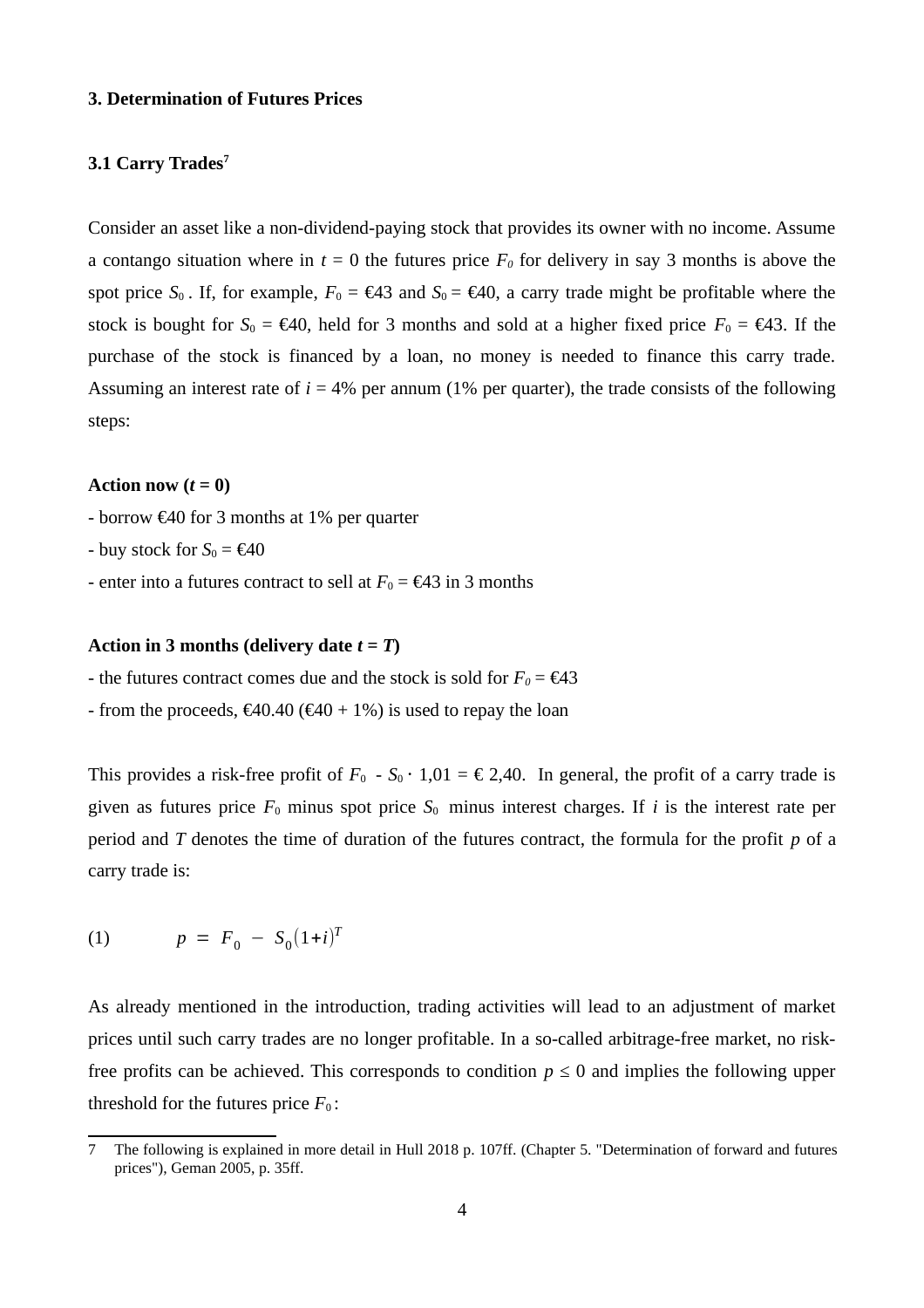## 3. Determination of Futures Prices

### 3.1 Carry Trades[7]

Consider an asset like a non-dividend-paying stock that provides its owner with no income. Assume a contango situation where in $t = 0$ the futures price $F_0$ for delivery in say 3 months is above the spot price $S_0$. If, for example, $F_0$ = €43 and $S_0$ = €40, a carry trade might be profitable where the stock is bought for $S_0$ = €40, held for 3 months and sold at a higher fixed price $F_0$ = €43. If the purchase of the stock is financed by a loan, no money is needed to finance this carry trade. Assuming an interest rate of $i$ = 4% per annum (1% per quarter), the trade consists of the following steps:

**Action now ($t = 0$)**

- borrow €40 for 3 months at 1% per quarter
- buy stock for $S_0$ = €40
- enter into a futures contract to sell at $F_0$ = €43 in 3 months

**Action in 3 months (delivery date $t = T$)**

- the futures contract comes due and the stock is sold for $F_0$ = €43
- from the proceeds, €40.40 (€40 + 1%) is used to repay the loan

This provides a risk-free profit of $F_0 - S_0 \cdot 1{,}01$ = € 2,40. In general, the profit of a carry trade is given as futures price $F_0$ minus spot price $S_0$ minus interest charges. If $i$ is the interest rate per period and $T$ denotes the time of duration of the futures contract, the formula for the profit $p$ of a carry trade is:

$$(1) \qquad p = F_0 - S_0(1+i)^T$$

As already mentioned in the introduction, trading activities will lead to an adjustment of market prices until such carry trades are no longer profitable. In a so-called arbitrage-free market, no risk-free profits can be achieved. This corresponds to condition $p \leq 0$ and implies the following upper threshold for the futures price $F_0$:

---

7 The following is explained in more detail in Hull 2018 p. 107ff. (Chapter 5. "Determination of forward and futures prices"), Geman 2005, p. 35ff.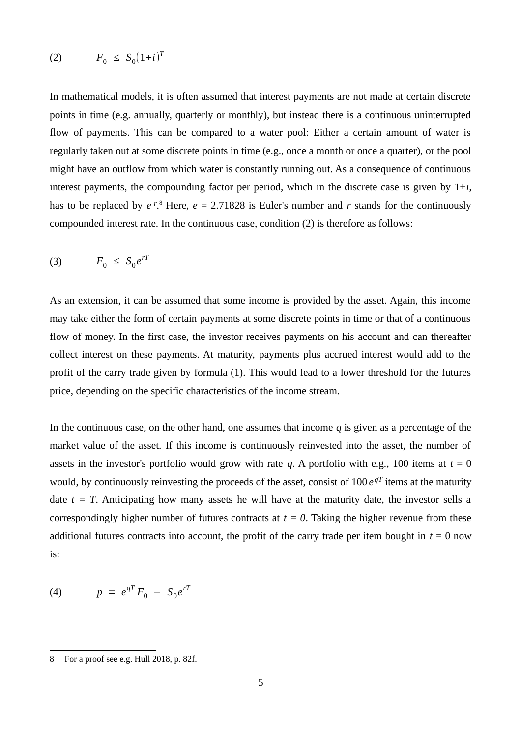$$(2) \qquad F_0 \ \leq \ S_0(1+i)^T$$

In mathematical models, it is often assumed that interest payments are not made at certain discrete points in time (e.g. annually, quarterly or monthly), but instead there is a continuous uninterrupted flow of payments. This can be compared to a water pool: Either a certain amount of water is regularly taken out at some discrete points in time (e.g., once a month or once a quarter), or the pool might have an outflow from which water is constantly running out. As a consequence of continuous interest payments, the compounding factor per period, which in the discrete case is given by $1+i$, has to be replaced by $e^r$.[8] Here, $e = 2.71828$ is Euler's number and $r$ stands for the continuously compounded interest rate. In the continuous case, condition (2) is therefore as follows:

$$(3) \qquad F_0 \ \leq \ S_0 e^{rT}$$

As an extension, it can be assumed that some income is provided by the asset. Again, this income may take either the form of certain payments at some discrete points in time or that of a continuous flow of money. In the first case, the investor receives payments on his account and can thereafter collect interest on these payments. At maturity, payments plus accrued interest would add to the profit of the carry trade given by formula (1). This would lead to a lower threshold for the futures price, depending on the specific characteristics of the income stream.

In the continuous case, on the other hand, one assumes that income $q$ is given as a percentage of the market value of the asset. If this income is continuously reinvested into the asset, the number of assets in the investor's portfolio would grow with rate $q$. A portfolio with e.g., 100 items at $t = 0$ would, by continuously reinvesting the proceeds of the asset, consist of $100\, e^{qT}$ items at the maturity date $t = T$. Anticipating how many assets he will have at the maturity date, the investor sells a correspondingly higher number of futures contracts at $t = 0$. Taking the higher revenue from these additional futures contracts into account, the profit of the carry trade per item bought in $t = 0$ now is:

$$(4) \qquad p \ = \ e^{qT} F_0 \ - \ S_0 e^{rT}$$

---

8 For a proof see e.g. Hull 2018, p. 82f.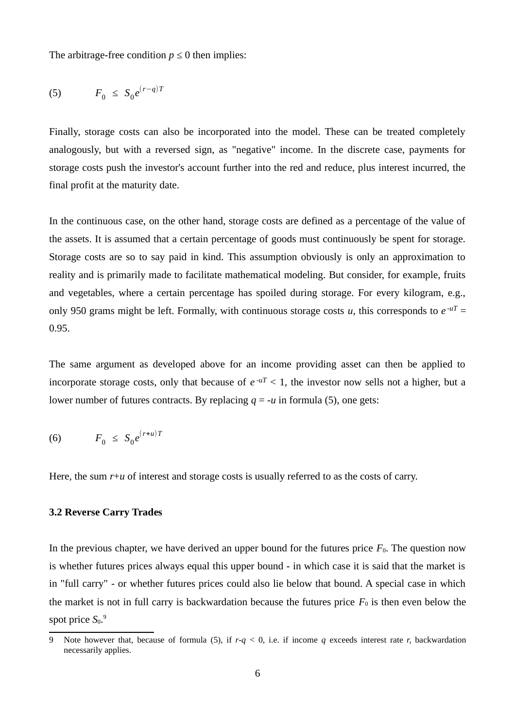The arbitrage-free condition $p \leq 0$ then implies:

$$(5) \qquad F_0 \leq S_0 e^{(r-q)T}$$

Finally, storage costs can also be incorporated into the model. These can be treated completely analogously, but with a reversed sign, as "negative" income. In the discrete case, payments for storage costs push the investor's account further into the red and reduce, plus interest incurred, the final profit at the maturity date.

In the continuous case, on the other hand, storage costs are defined as a percentage of the value of the assets. It is assumed that a certain percentage of goods must continuously be spent for storage. Storage costs are so to say paid in kind. This assumption obviously is only an approximation to reality and is primarily made to facilitate mathematical modeling. But consider, for example, fruits and vegetables, where a certain percentage has spoiled during storage. For every kilogram, e.g., only 950 grams might be left. Formally, with continuous storage costs $u$, this corresponds to $e^{-uT} = 0.95$.

The same argument as developed above for an income providing asset can then be applied to incorporate storage costs, only that because of $e^{-uT} < 1$, the investor now sells not a higher, but a lower number of futures contracts. By replacing $q = -u$ in formula (5), one gets:

$$(6) \qquad F_0 \leq S_0 e^{(r+u)T}$$

Here, the sum $r+u$ of interest and storage costs is usually referred to as the costs of carry.

### 3.2 Reverse Carry Trades

In the previous chapter, we have derived an upper bound for the futures price $F_0$. The question now is whether futures prices always equal this upper bound - in which case it is said that the market is in "full carry" - or whether futures prices could also lie below that bound. A special case in which the market is not in full carry is backwardation because the futures price $F_0$ is then even below the spot price $S_0$.[9]

---

[9] Note however that, because of formula (5), if $r-q < 0$, i.e. if income $q$ exceeds interest rate $r$, backwardation necessarily applies.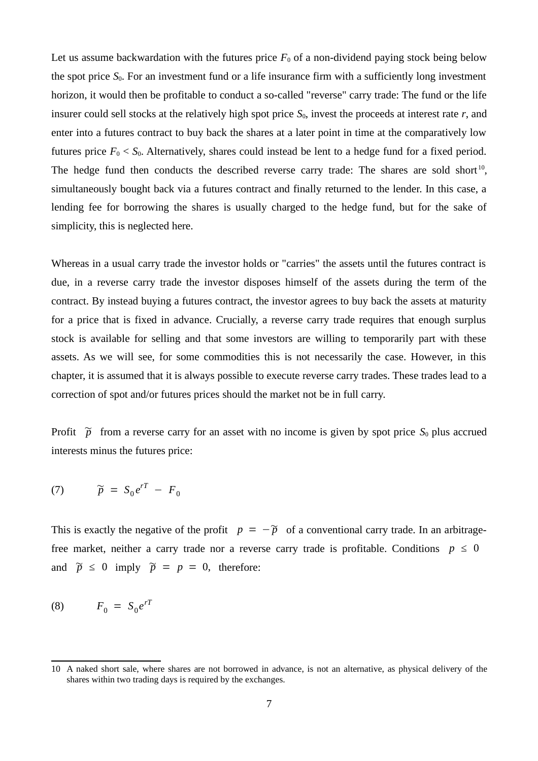Let us assume backwardation with the futures price $F_0$ of a non-dividend paying stock being below the spot price $S_0$. For an investment fund or a life insurance firm with a sufficiently long investment horizon, it would then be profitable to conduct a so-called "reverse" carry trade: The fund or the life insurer could sell stocks at the relatively high spot price $S_0$, invest the proceeds at interest rate $r$, and enter into a futures contract to buy back the shares at a later point in time at the comparatively low futures price $F_0 < S_0$. Alternatively, shares could instead be lent to a hedge fund for a fixed period. The hedge fund then conducts the described reverse carry trade: The shares are sold short[10], simultaneously bought back via a futures contract and finally returned to the lender. In this case, a lending fee for borrowing the shares is usually charged to the hedge fund, but for the sake of simplicity, this is neglected here.

Whereas in a usual carry trade the investor holds or "carries" the assets until the futures contract is due, in a reverse carry trade the investor disposes himself of the assets during the term of the contract. By instead buying a futures contract, the investor agrees to buy back the assets at maturity for a price that is fixed in advance. Crucially, a reverse carry trade requires that enough surplus stock is available for selling and that some investors are willing to temporarily part with these assets. As we will see, for some commodities this is not necessarily the case. However, in this chapter, it is assumed that it is always possible to execute reverse carry trades. These trades lead to a correction of spot and/or futures prices should the market not be in full carry.

Profit $\tilde{p}$ from a reverse carry for an asset with no income is given by spot price $S_0$ plus accrued interests minus the futures price:

$$\tilde{p} = S_0 e^{rT} - F_0 \tag{7}$$

This is exactly the negative of the profit $p = -\tilde{p}$ of a conventional carry trade. In an arbitrage-free market, neither a carry trade nor a reverse carry trade is profitable. Conditions $p \leq 0$ and $\tilde{p} \leq 0$ imply $\tilde{p} = p = 0$, therefore:

$$F_0 = S_0 e^{rT} \tag{8}$$

---

10 A naked short sale, where shares are not borrowed in advance, is not an alternative, as physical delivery of the shares within two trading days is required by the exchanges.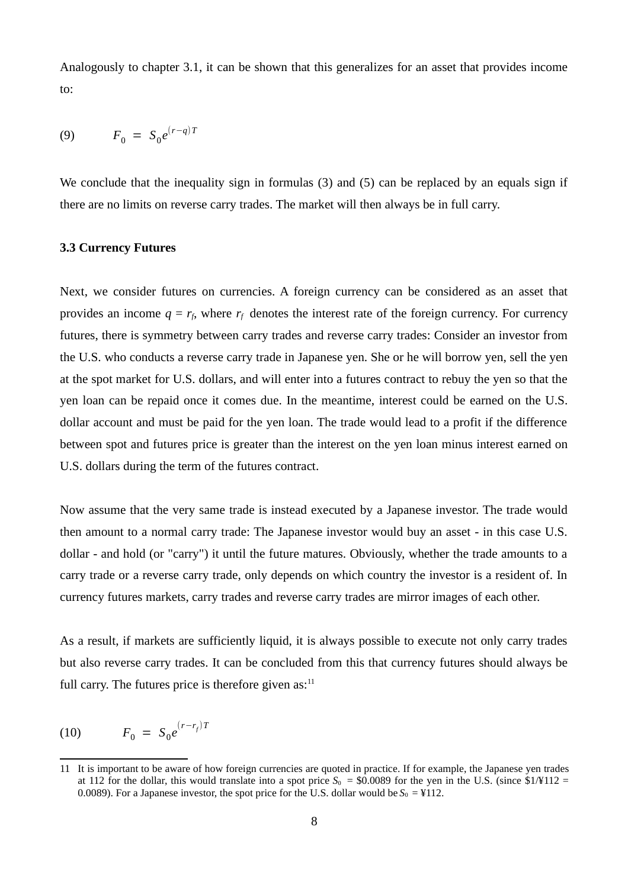Analogously to chapter 3.1, it can be shown that this generalizes for an asset that provides income to:

$$(9) \qquad F_0 = S_0 e^{(r-q)T}$$

We conclude that the inequality sign in formulas (3) and (5) can be replaced by an equals sign if there are no limits on reverse carry trades. The market will then always be in full carry.

### 3.3 Currency Futures

Next, we consider futures on currencies. A foreign currency can be considered as an asset that provides an income $q = r_f$, where $r_f$ denotes the interest rate of the foreign currency. For currency futures, there is symmetry between carry trades and reverse carry trades: Consider an investor from the U.S. who conducts a reverse carry trade in Japanese yen. She or he will borrow yen, sell the yen at the spot market for U.S. dollars, and will enter into a futures contract to rebuy the yen so that the yen loan can be repaid once it comes due. In the meantime, interest could be earned on the U.S. dollar account and must be paid for the yen loan. The trade would lead to a profit if the difference between spot and futures price is greater than the interest on the yen loan minus interest earned on U.S. dollars during the term of the futures contract.

Now assume that the very same trade is instead executed by a Japanese investor. The trade would then amount to a normal carry trade: The Japanese investor would buy an asset - in this case U.S. dollar - and hold (or "carry") it until the future matures. Obviously, whether the trade amounts to a carry trade or a reverse carry trade, only depends on which country the investor is a resident of. In currency futures markets, carry trades and reverse carry trades are mirror images of each other.

As a result, if markets are sufficiently liquid, it is always possible to execute not only carry trades but also reverse carry trades. It can be concluded from this that currency futures should always be full carry. The futures price is therefore given as:[11]

$$(10) \qquad F_0 = S_0 e^{(r-r_f)T}$$

---

11 It is important to be aware of how foreign currencies are quoted in practice. If for example, the Japanese yen trades at 112 for the dollar, this would translate into a spot price $S_0$ = \$0.0089 for the yen in the U.S. (since \$1/¥112 = 0.0089). For a Japanese investor, the spot price for the U.S. dollar would be $S_0$ = ¥112.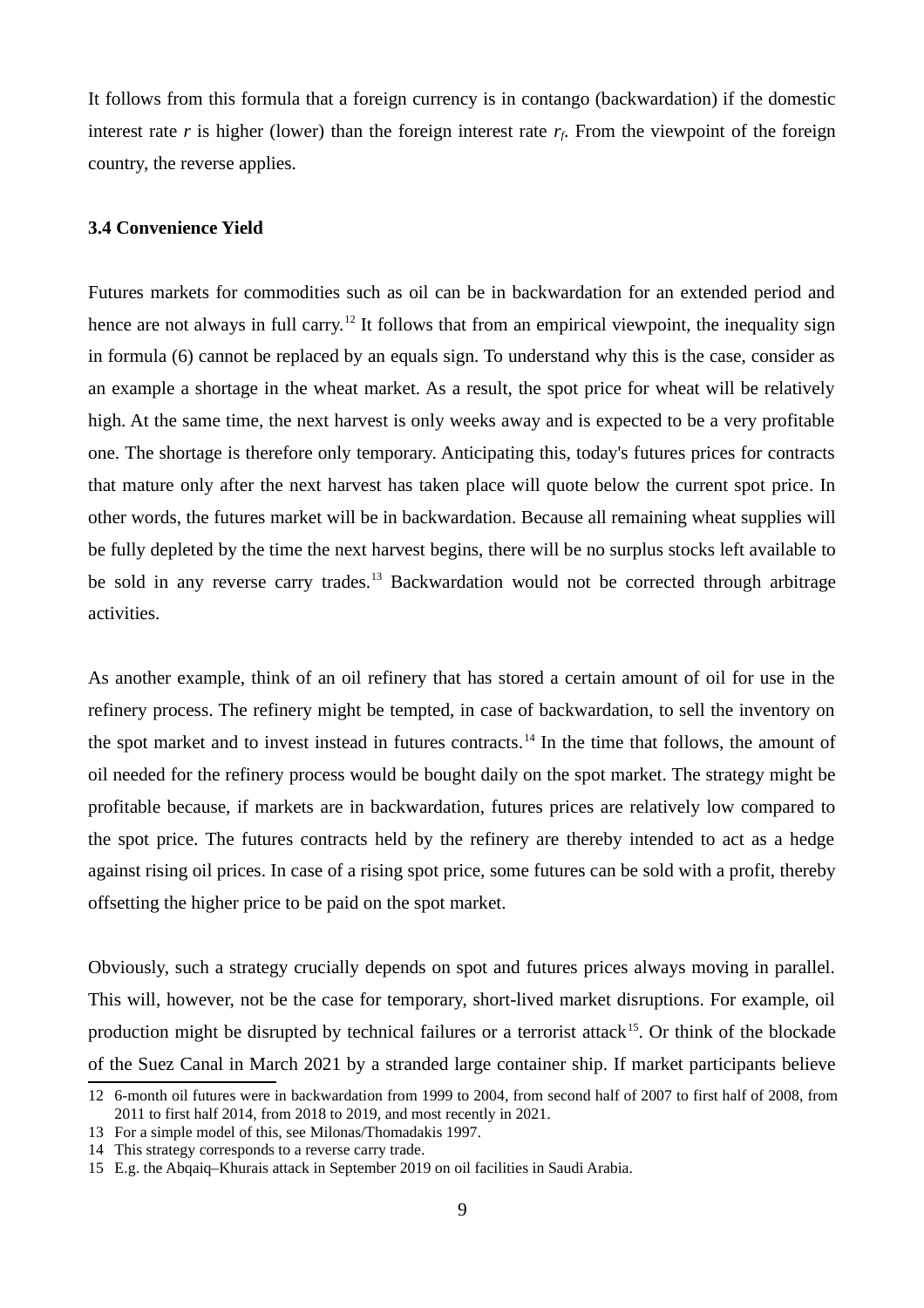It follows from this formula that a foreign currency is in contango (backwardation) if the domestic interest rate $r$ is higher (lower) than the foreign interest rate $r_f$. From the viewpoint of the foreign country, the reverse applies.

### 3.4 Convenience Yield

Futures markets for commodities such as oil can be in backwardation for an extended period and hence are not always in full carry.[12] It follows that from an empirical viewpoint, the inequality sign in formula (6) cannot be replaced by an equals sign. To understand why this is the case, consider as an example a shortage in the wheat market. As a result, the spot price for wheat will be relatively high. At the same time, the next harvest is only weeks away and is expected to be a very profitable one. The shortage is therefore only temporary. Anticipating this, today's futures prices for contracts that mature only after the next harvest has taken place will quote below the current spot price. In other words, the futures market will be in backwardation. Because all remaining wheat supplies will be fully depleted by the time the next harvest begins, there will be no surplus stocks left available to be sold in any reverse carry trades.[13] Backwardation would not be corrected through arbitrage activities.

As another example, think of an oil refinery that has stored a certain amount of oil for use in the refinery process. The refinery might be tempted, in case of backwardation, to sell the inventory on the spot market and to invest instead in futures contracts.[14] In the time that follows, the amount of oil needed for the refinery process would be bought daily on the spot market. The strategy might be profitable because, if markets are in backwardation, futures prices are relatively low compared to the spot price. The futures contracts held by the refinery are thereby intended to act as a hedge against rising oil prices. In case of a rising spot price, some futures can be sold with a profit, thereby offsetting the higher price to be paid on the spot market.

Obviously, such a strategy crucially depends on spot and futures prices always moving in parallel. This will, however, not be the case for temporary, short-lived market disruptions. For example, oil production might be disrupted by technical failures or a terrorist attack[15]. Or think of the blockade of the Suez Canal in March 2021 by a stranded large container ship. If market participants believe

---

12 6-month oil futures were in backwardation from 1999 to 2004, from second half of 2007 to first half of 2008, from 2011 to first half 2014, from 2018 to 2019, and most recently in 2021.

13 For a simple model of this, see Milonas/Thomadakis 1997.

14 This strategy corresponds to a reverse carry trade.

15 E.g. the Abqaiq–Khurais attack in September 2019 on oil facilities in Saudi Arabia.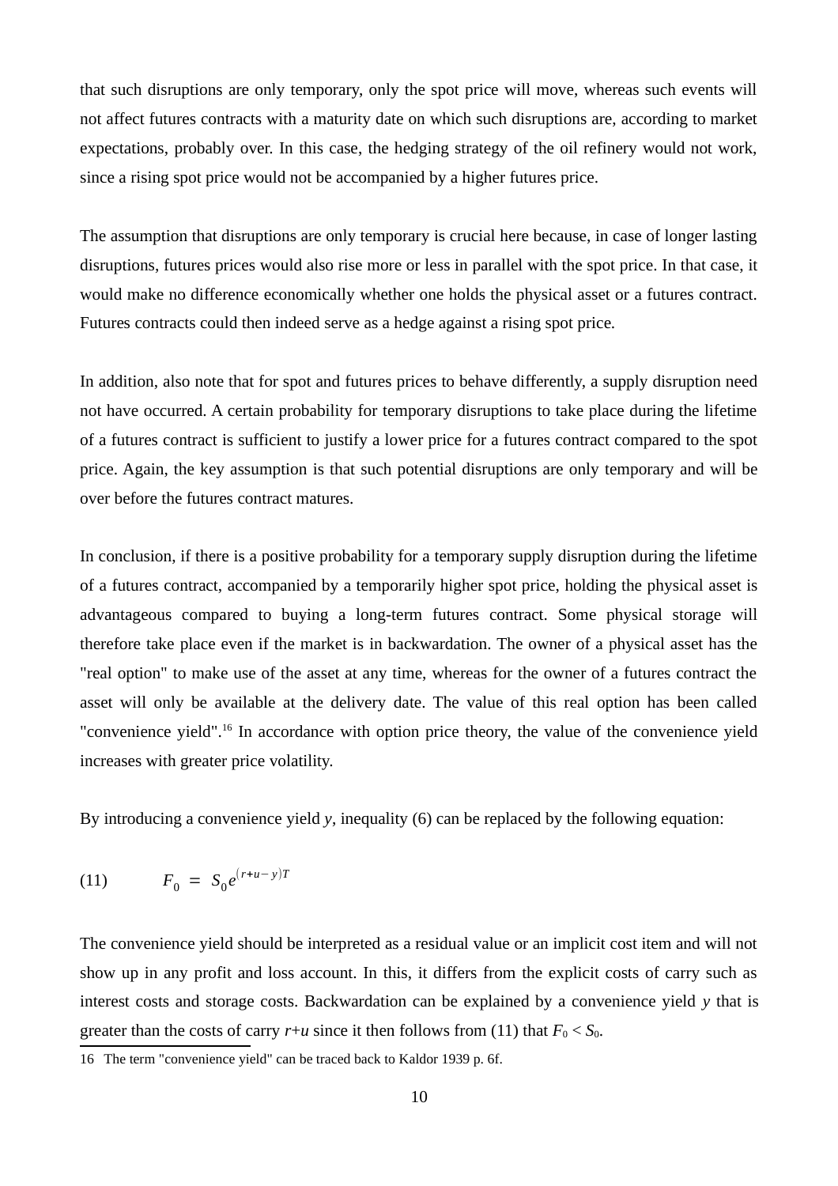that such disruptions are only temporary, only the spot price will move, whereas such events will not affect futures contracts with a maturity date on which such disruptions are, according to market expectations, probably over. In this case, the hedging strategy of the oil refinery would not work, since a rising spot price would not be accompanied by a higher futures price.

The assumption that disruptions are only temporary is crucial here because, in case of longer lasting disruptions, futures prices would also rise more or less in parallel with the spot price. In that case, it would make no difference economically whether one holds the physical asset or a futures contract. Futures contracts could then indeed serve as a hedge against a rising spot price.

In addition, also note that for spot and futures prices to behave differently, a supply disruption need not have occurred. A certain probability for temporary disruptions to take place during the lifetime of a futures contract is sufficient to justify a lower price for a futures contract compared to the spot price. Again, the key assumption is that such potential disruptions are only temporary and will be over before the futures contract matures.

In conclusion, if there is a positive probability for a temporary supply disruption during the lifetime of a futures contract, accompanied by a temporarily higher spot price, holding the physical asset is advantageous compared to buying a long-term futures contract. Some physical storage will therefore take place even if the market is in backwardation. The owner of a physical asset has the "real option" to make use of the asset at any time, whereas for the owner of a futures contract the asset will only be available at the delivery date. The value of this real option has been called "convenience yield".[16] In accordance with option price theory, the value of the convenience yield increases with greater price volatility.

By introducing a convenience yield *y*, inequality (6) can be replaced by the following equation:

$$F_0 = S_0 e^{(r+u-y)T} \qquad (11)$$

The convenience yield should be interpreted as a residual value or an implicit cost item and will not show up in any profit and loss account. In this, it differs from the explicit costs of carry such as interest costs and storage costs. Backwardation can be explained by a convenience yield $y$ that is greater than the costs of carry $r+u$ since it then follows from (11) that $F_0 < S_0$.

16 The term "convenience yield" can be traced back to Kaldor 1939 p. 6f.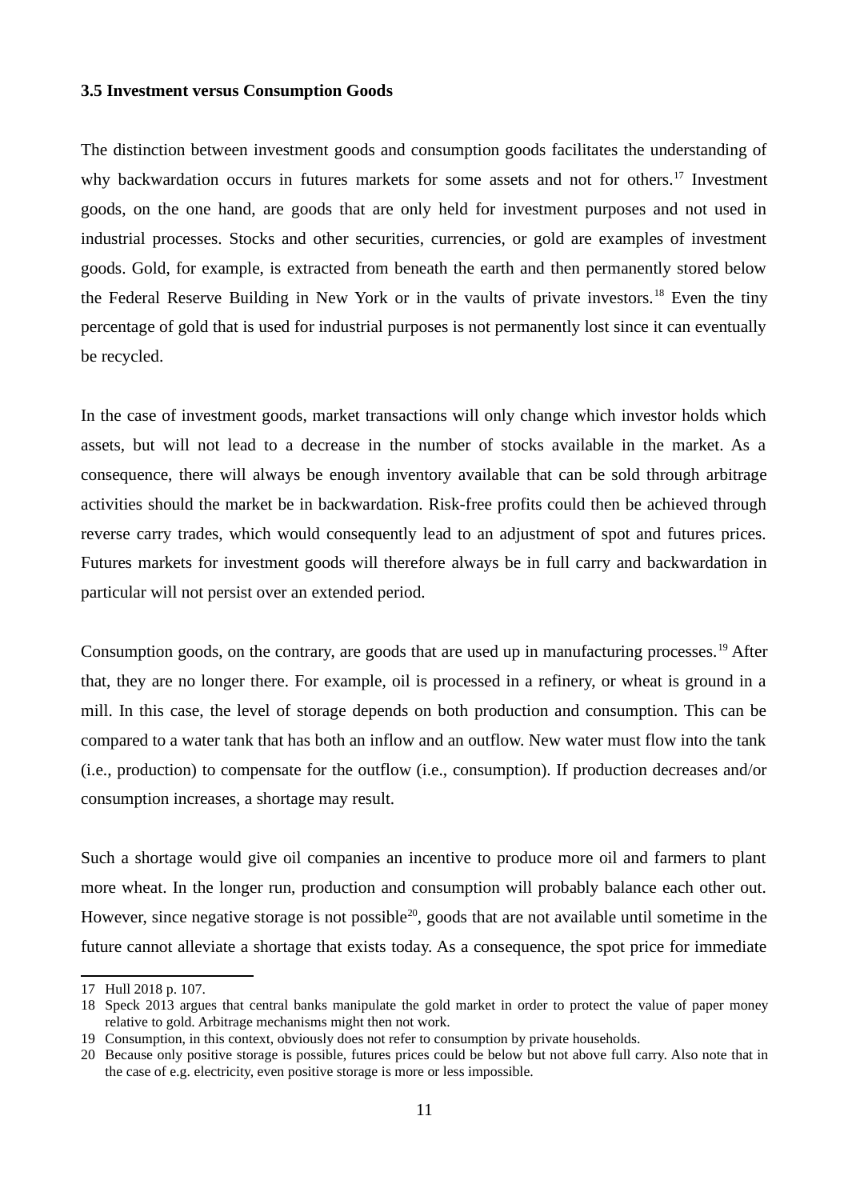### 3.5 Investment versus Consumption Goods

The distinction between investment goods and consumption goods facilitates the understanding of why backwardation occurs in futures markets for some assets and not for others.[17] Investment goods, on the one hand, are goods that are only held for investment purposes and not used in industrial processes. Stocks and other securities, currencies, or gold are examples of investment goods. Gold, for example, is extracted from beneath the earth and then permanently stored below the Federal Reserve Building in New York or in the vaults of private investors.[18] Even the tiny percentage of gold that is used for industrial purposes is not permanently lost since it can eventually be recycled.

In the case of investment goods, market transactions will only change which investor holds which assets, but will not lead to a decrease in the number of stocks available in the market. As a consequence, there will always be enough inventory available that can be sold through arbitrage activities should the market be in backwardation. Risk-free profits could then be achieved through reverse carry trades, which would consequently lead to an adjustment of spot and futures prices. Futures markets for investment goods will therefore always be in full carry and backwardation in particular will not persist over an extended period.

Consumption goods, on the contrary, are goods that are used up in manufacturing processes.[19] After that, they are no longer there. For example, oil is processed in a refinery, or wheat is ground in a mill. In this case, the level of storage depends on both production and consumption. This can be compared to a water tank that has both an inflow and an outflow. New water must flow into the tank (i.e., production) to compensate for the outflow (i.e., consumption). If production decreases and/or consumption increases, a shortage may result.

Such a shortage would give oil companies an incentive to produce more oil and farmers to plant more wheat. In the longer run, production and consumption will probably balance each other out. However, since negative storage is not possible[20], goods that are not available until sometime in the future cannot alleviate a shortage that exists today. As a consequence, the spot price for immediate

---

17 Hull 2018 p. 107.

18 Speck 2013 argues that central banks manipulate the gold market in order to protect the value of paper money relative to gold. Arbitrage mechanisms might then not work.

19 Consumption, in this context, obviously does not refer to consumption by private households.

20 Because only positive storage is possible, futures prices could be below but not above full carry. Also note that in the case of e.g. electricity, even positive storage is more or less impossible.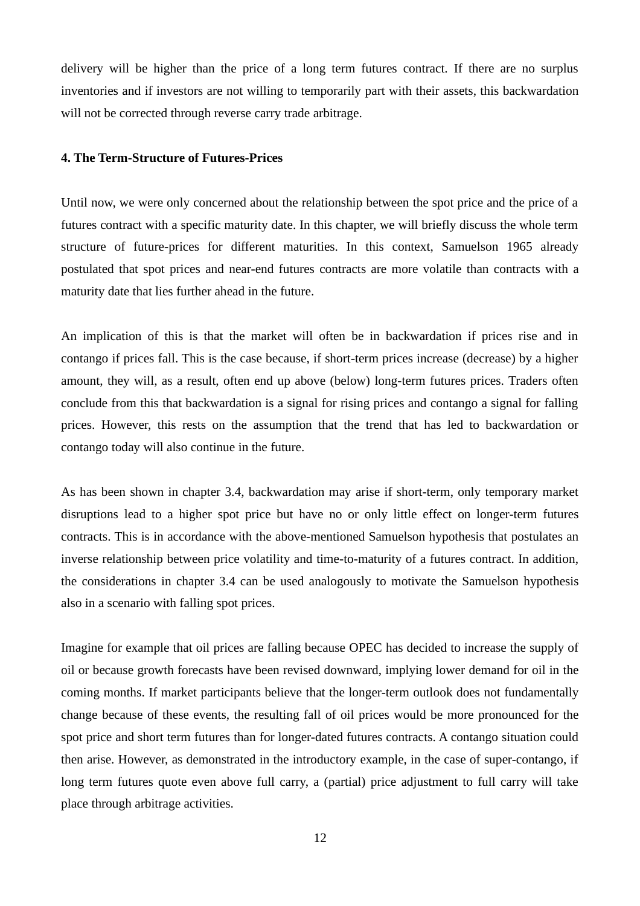delivery will be higher than the price of a long term futures contract. If there are no surplus inventories and if investors are not willing to temporarily part with their assets, this backwardation will not be corrected through reverse carry trade arbitrage.

## 4. The Term-Structure of Futures-Prices

Until now, we were only concerned about the relationship between the spot price and the price of a futures contract with a specific maturity date. In this chapter, we will briefly discuss the whole term structure of future-prices for different maturities. In this context, Samuelson 1965 already postulated that spot prices and near-end futures contracts are more volatile than contracts with a maturity date that lies further ahead in the future.

An implication of this is that the market will often be in backwardation if prices rise and in contango if prices fall. This is the case because, if short-term prices increase (decrease) by a higher amount, they will, as a result, often end up above (below) long-term futures prices. Traders often conclude from this that backwardation is a signal for rising prices and contango a signal for falling prices. However, this rests on the assumption that the trend that has led to backwardation or contango today will also continue in the future.

As has been shown in chapter 3.4, backwardation may arise if short-term, only temporary market disruptions lead to a higher spot price but have no or only little effect on longer-term futures contracts. This is in accordance with the above-mentioned Samuelson hypothesis that postulates an inverse relationship between price volatility and time-to-maturity of a futures contract. In addition, the considerations in chapter 3.4 can be used analogously to motivate the Samuelson hypothesis also in a scenario with falling spot prices.

Imagine for example that oil prices are falling because OPEC has decided to increase the supply of oil or because growth forecasts have been revised downward, implying lower demand for oil in the coming months. If market participants believe that the longer-term outlook does not fundamentally change because of these events, the resulting fall of oil prices would be more pronounced for the spot price and short term futures than for longer-dated futures contracts. A contango situation could then arise. However, as demonstrated in the introductory example, in the case of super-contango, if long term futures quote even above full carry, a (partial) price adjustment to full carry will take place through arbitrage activities.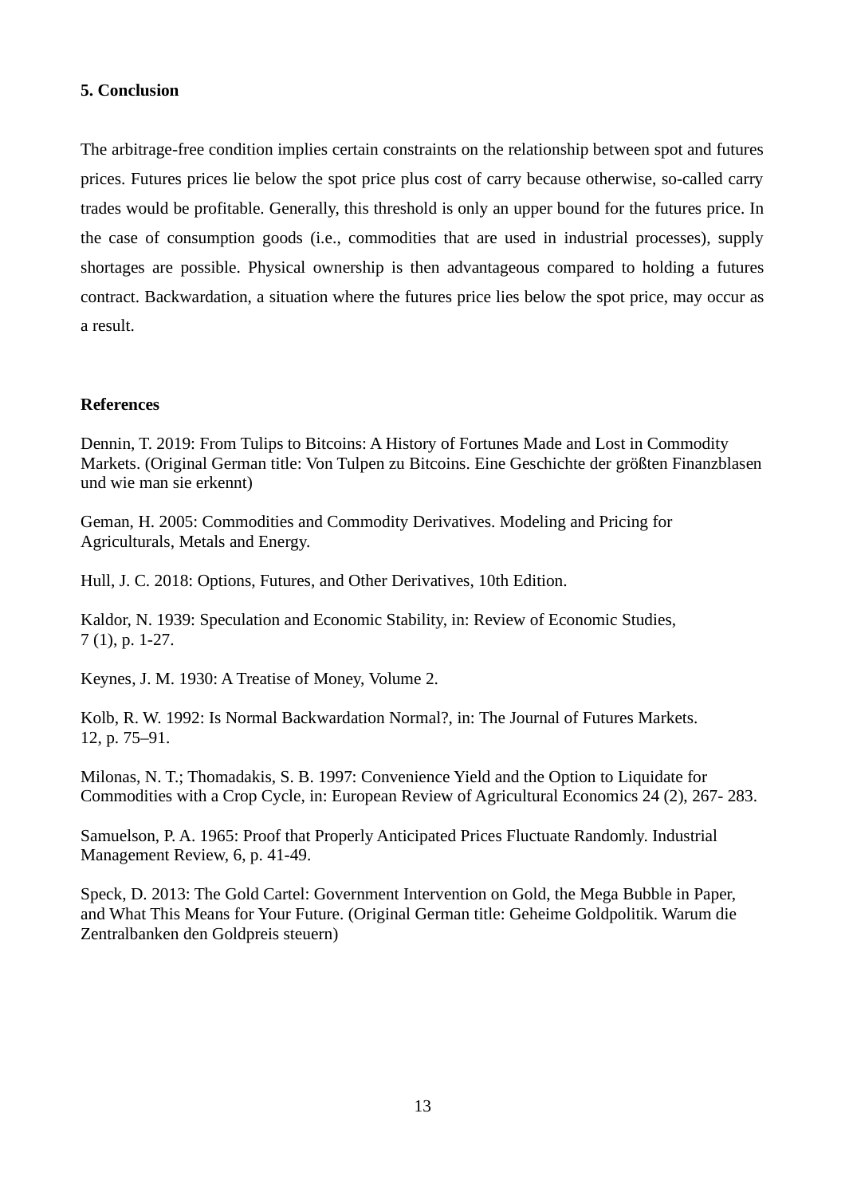## 5. Conclusion

The arbitrage-free condition implies certain constraints on the relationship between spot and futures prices. Futures prices lie below the spot price plus cost of carry because otherwise, so-called carry trades would be profitable. Generally, this threshold is only an upper bound for the futures price. In the case of consumption goods (i.e., commodities that are used in industrial processes), supply shortages are possible. Physical ownership is then advantageous compared to holding a futures contract. Backwardation, a situation where the futures price lies below the spot price, may occur as a result.

## References

Dennin, T. 2019: From Tulips to Bitcoins: A History of Fortunes Made and Lost in Commodity Markets. (Original German title: Von Tulpen zu Bitcoins. Eine Geschichte der größten Finanzblasen und wie man sie erkennt)

Geman, H. 2005: Commodities and Commodity Derivatives. Modeling and Pricing for Agriculturals, Metals and Energy.

Hull, J. C. 2018: Options, Futures, and Other Derivatives, 10th Edition.

Kaldor, N. 1939: Speculation and Economic Stability, in: Review of Economic Studies, 7 (1), p. 1-27.

Keynes, J. M. 1930: A Treatise of Money, Volume 2.

Kolb, R. W. 1992: Is Normal Backwardation Normal?, in: The Journal of Futures Markets. 12, p. 75–91.

Milonas, N. T.; Thomadakis, S. B. 1997: Convenience Yield and the Option to Liquidate for Commodities with a Crop Cycle, in: European Review of Agricultural Economics 24 (2), 267- 283.

Samuelson, P. A. 1965: Proof that Properly Anticipated Prices Fluctuate Randomly. Industrial Management Review, 6, p. 41-49.

Speck, D. 2013: The Gold Cartel: Government Intervention on Gold, the Mega Bubble in Paper, and What This Means for Your Future. (Original German title: Geheime Goldpolitik. Warum die Zentralbanken den Goldpreis steuern)